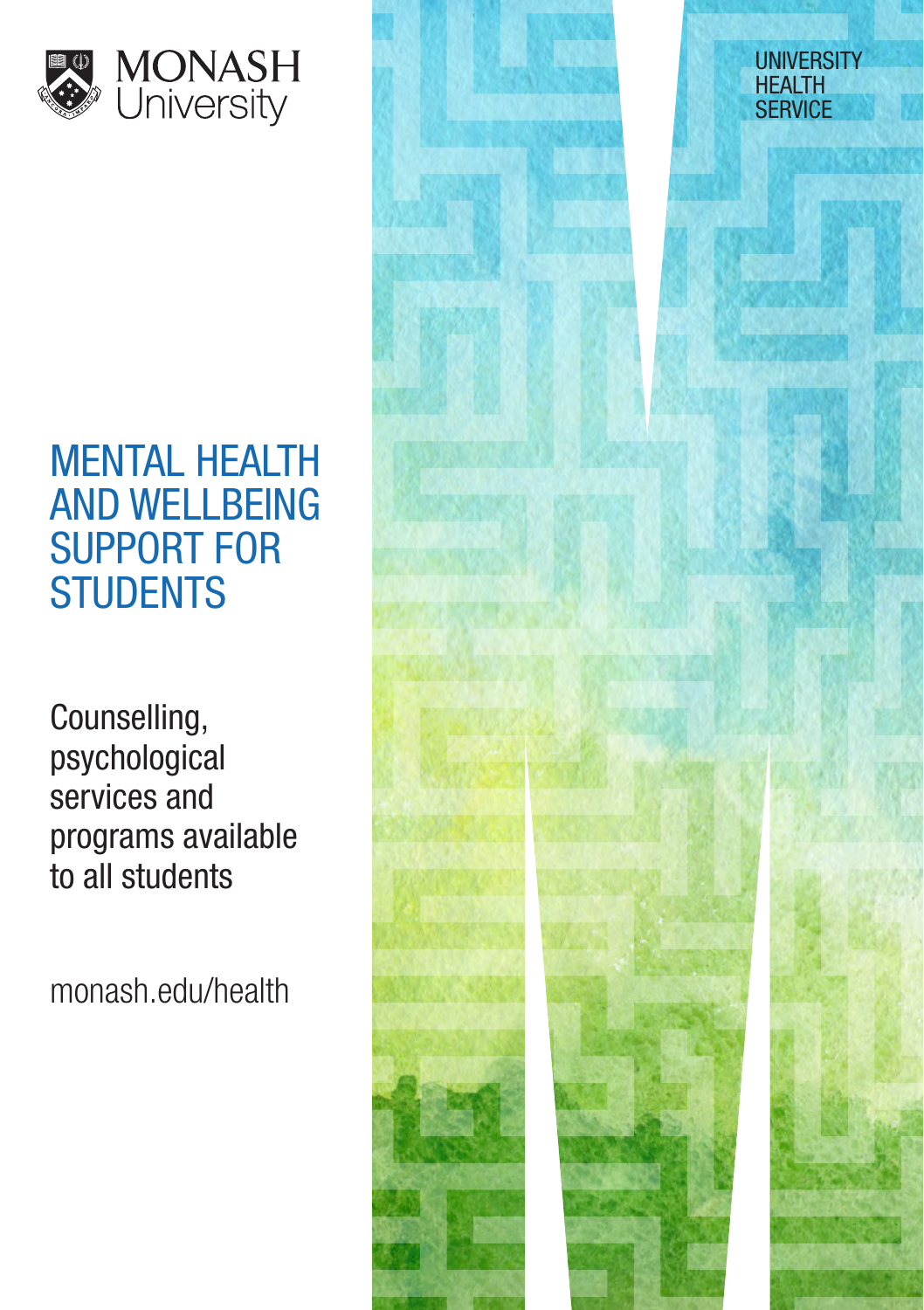MONASH University

UNIVERSITY HEALTH SERVICE

# MENTAL HEALTH AND WELLBEING SUPPORT FOR STUDENTS

Counselling, psychological services and programs available to all students

monash.edu/health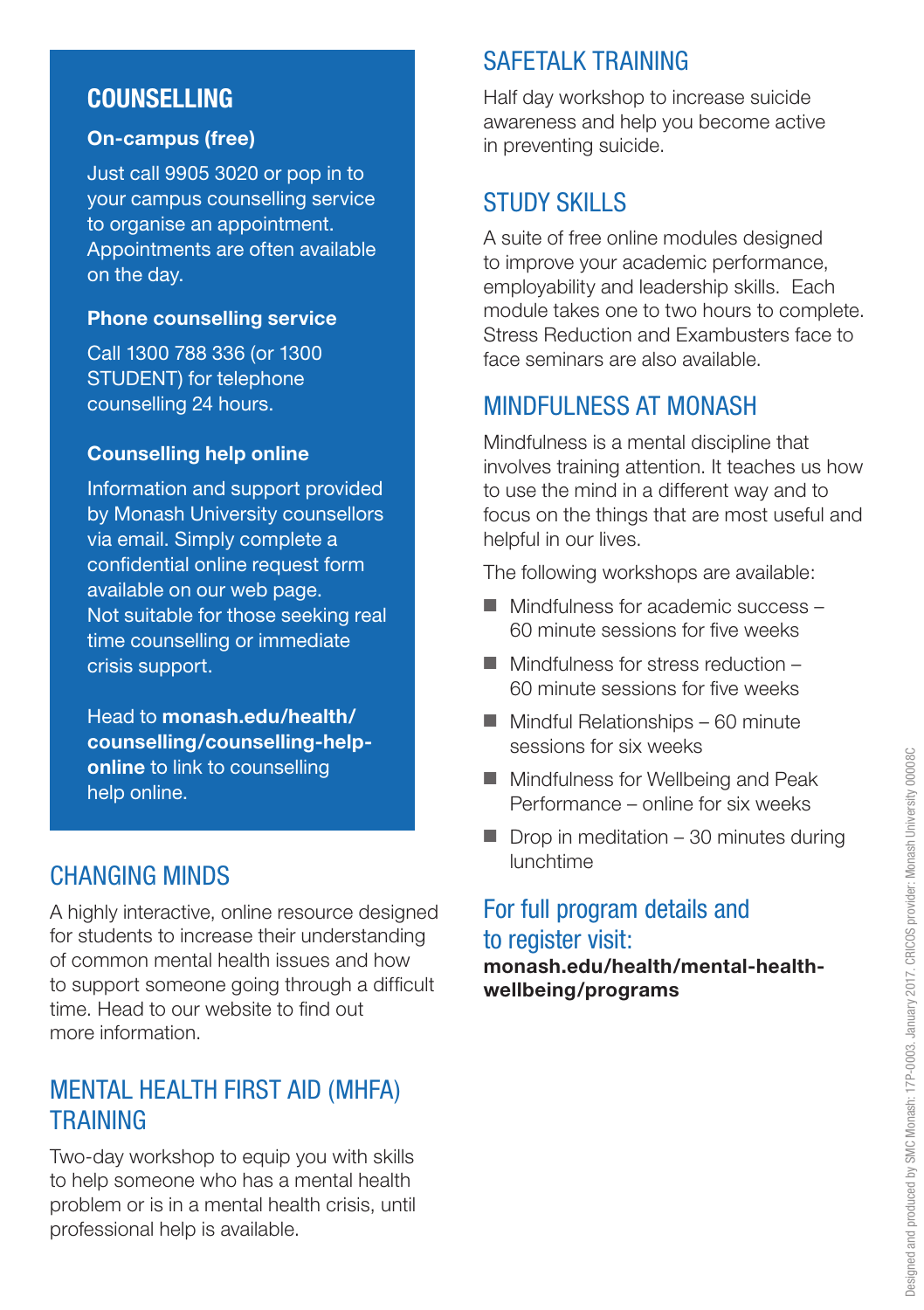## COUNSELLING

**On-campus (free)**

Just call 9905 3020 or pop in to your campus counselling service to organise an appointment. Appointments are often available on the day.

**Phone counselling service**

Call 1300 788 336 (or 1300 STUDENT) for telephone counselling 24 hours.

**Counselling help online**

Information and support provided by Monash University counsellors via email. Simply complete a confidential online request form available on our web page. Not suitable for those seeking real time counselling or immediate crisis support.

Head to **monash.edu/health/counselling/counselling-help-online** to link to counselling help online.

## CHANGING MINDS

A highly interactive, online resource designed for students to increase their understanding of common mental health issues and how to support someone going through a difficult time. Head to our website to find out more information.

## MENTAL HEALTH FIRST AID (MHFA) TRAINING

Two-day workshop to equip you with skills to help someone who has a mental health problem or is in a mental health crisis, until professional help is available.

## SAFETALK TRAINING

Half day workshop to increase suicide awareness and help you become active in preventing suicide.

## STUDY SKILLS

A suite of free online modules designed to improve your academic performance, employability and leadership skills. Each module takes one to two hours to complete. Stress Reduction and Exambusters face to face seminars are also available.

## MINDFULNESS AT MONASH

Mindfulness is a mental discipline that involves training attention. It teaches us how to use the mind in a different way and to focus on the things that are most useful and helpful in our lives.

The following workshops are available:

- Mindfulness for academic success – 60 minute sessions for five weeks
- Mindfulness for stress reduction – 60 minute sessions for five weeks
- Mindful Relationships – 60 minute sessions for six weeks
- Mindfulness for Wellbeing and Peak Performance – online for six weeks
- Drop in meditation – 30 minutes during lunchtime

## For full program details and to register visit:

**monash.edu/health/mental-health-wellbeing/programs**

Designed and produced by SMC Monash: 17P-0003. January 2017. CRICOS provider: Monash University 00008C